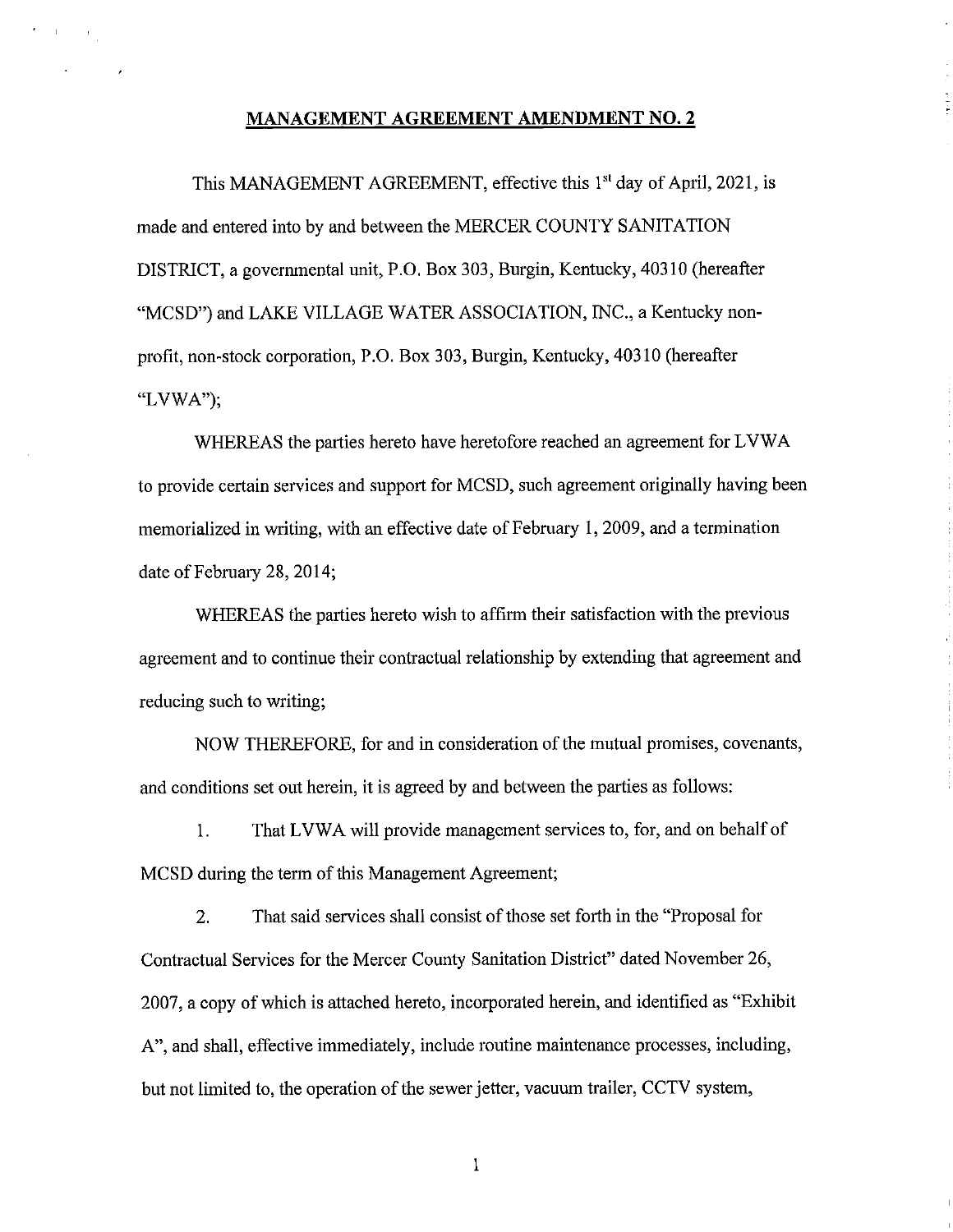**MANAGEMENT AGREEMENT AMENDMENT NO. 2**

This MANAGEMENT AGREEMENT, effective this 1st day of April, 2021, is made and entered into by and between the MERCER COUNTY SANITATION DISTRICT, a governmental unit, P.O. Box 303, Burgin, Kentucky, 40310 (hereafter "MCSD") and LAKE VILLAGE WATER ASSOCIATION, INC., a Kentucky non-profit, non-stock corporation, P.O. Box 303, Burgin, Kentucky, 40310 (hereafter "LVWA");

WHEREAS the parties hereto have heretofore reached an agreement for LVWA to provide certain services and support for MCSD, such agreement originally having been memorialized in writing, with an effective date of February 1, 2009, and a termination date of February 28, 2014;

WHEREAS the parties hereto wish to affirm their satisfaction with the previous agreement and to continue their contractual relationship by extending that agreement and reducing such to writing;

NOW THEREFORE, for and in consideration of the mutual promises, covenants, and conditions set out herein, it is agreed by and between the parties as follows:

1. That LVWA will provide management services to, for, and on behalf of MCSD during the term of this Management Agreement;

2. That said services shall consist of those set forth in the "Proposal for Contractual Services for the Mercer County Sanitation District" dated November 26, 2007, a copy of which is attached hereto, incorporated herein, and identified as "Exhibit A", and shall, effective immediately, include routine maintenance processes, including, but not limited to, the operation of the sewer jetter, vacuum trailer, CCTV system,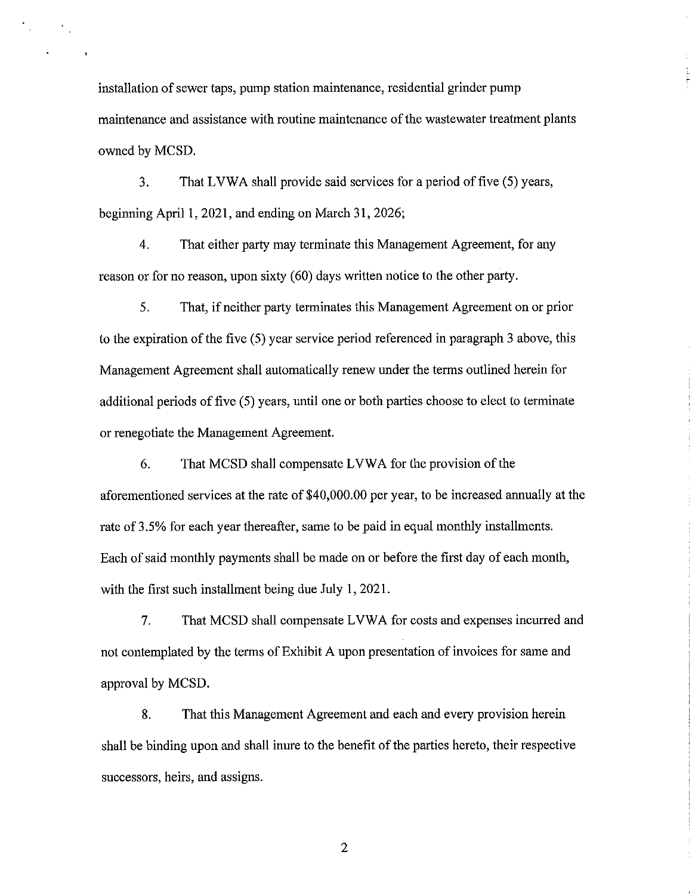installation of sewer taps, pump station maintenance, residential grinder pump maintenance and assistance with routine maintenance of the wastewater treatment plants owned by MCSD.

3. That LVWA shall provide said services for a period of five (5) years, beginning April 1, 2021, and ending on March 31, 2026;

4. That either party may terminate this Management Agreement, for any reason or for no reason, upon sixty (60) days written notice to the other party.

5. That, if neither party terminates this Management Agreement on or prior to the expiration of the five (5) year service period referenced in paragraph 3 above, this Management Agreement shall automatically renew under the terms outlined herein for additional periods of five (5) years, until one or both parties choose to elect to terminate or renegotiate the Management Agreement.

6. That MCSD shall compensate LVWA for the provision of the aforementioned services at the rate of $40,000.00 per year, to be increased annually at the rate of 3.5% for each year thereafter, same to be paid in equal monthly installments. Each of said monthly payments shall be made on or before the first day of each month, with the first such installment being due July 1, 2021.

7. That MCSD shall compensate LVWA for costs and expenses incurred and not contemplated by the terms of Exhibit A upon presentation of invoices for same and approval by MCSD.

8. That this Management Agreement and each and every provision herein shall be binding upon and shall inure to the benefit of the parties hereto, their respective successors, heirs, and assigns.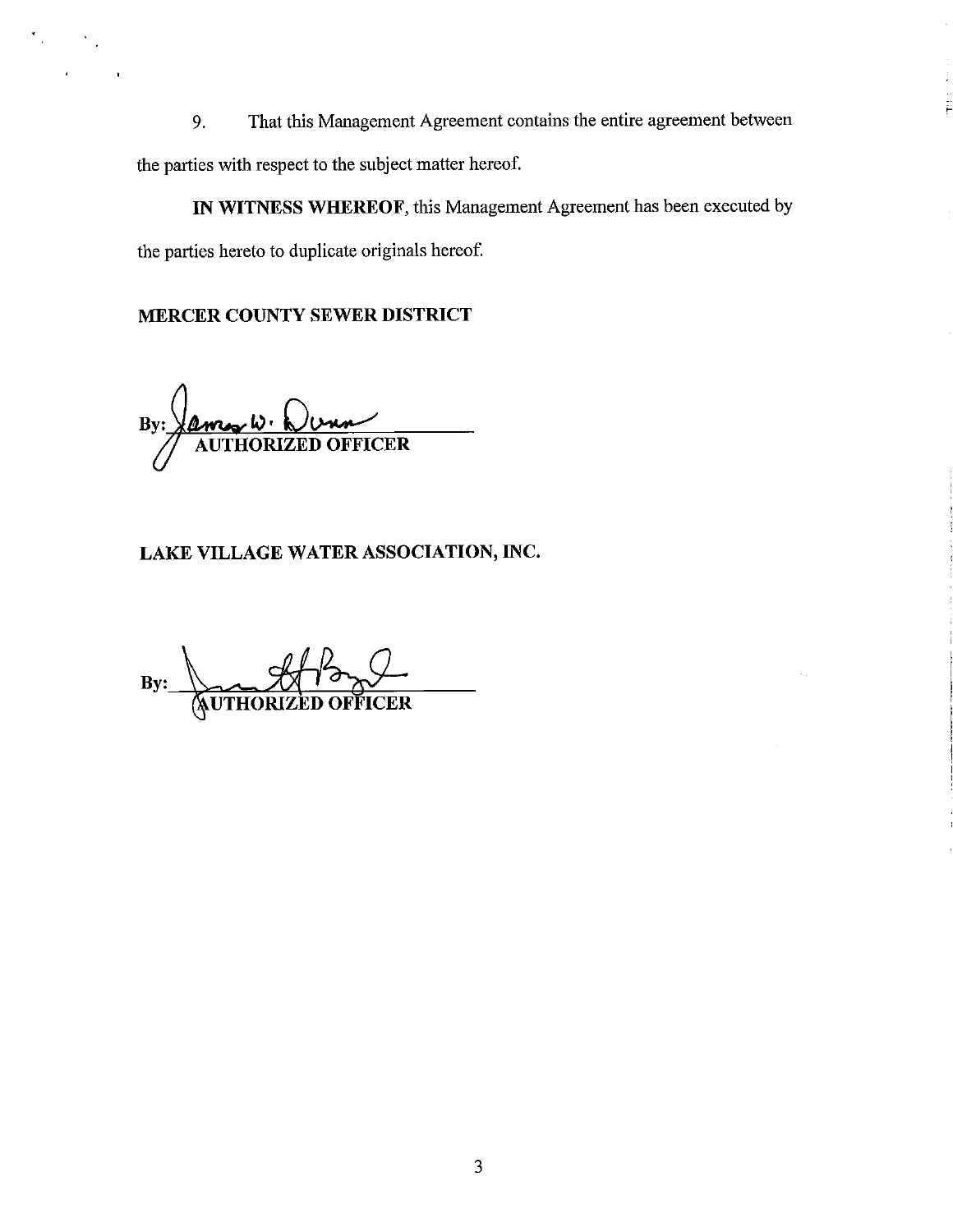9. That this Management Agreement contains the entire agreement between the parties with respect to the subject matter hereof.

**IN WITNESS WHEREOF**, this Management Agreement has been executed by the parties hereto to duplicate originals hereof.

**MERCER COUNTY SEWER DISTRICT**

By: James W. Dunn
**AUTHORIZED OFFICER**

**LAKE VILLAGE WATER ASSOCIATION, INC.**

By: \_\_\_\_\_\_\_\_\_\_\_\_\_\_\_\_\_\_\_\_\_\_\_\_
**AUTHORIZED OFFICER**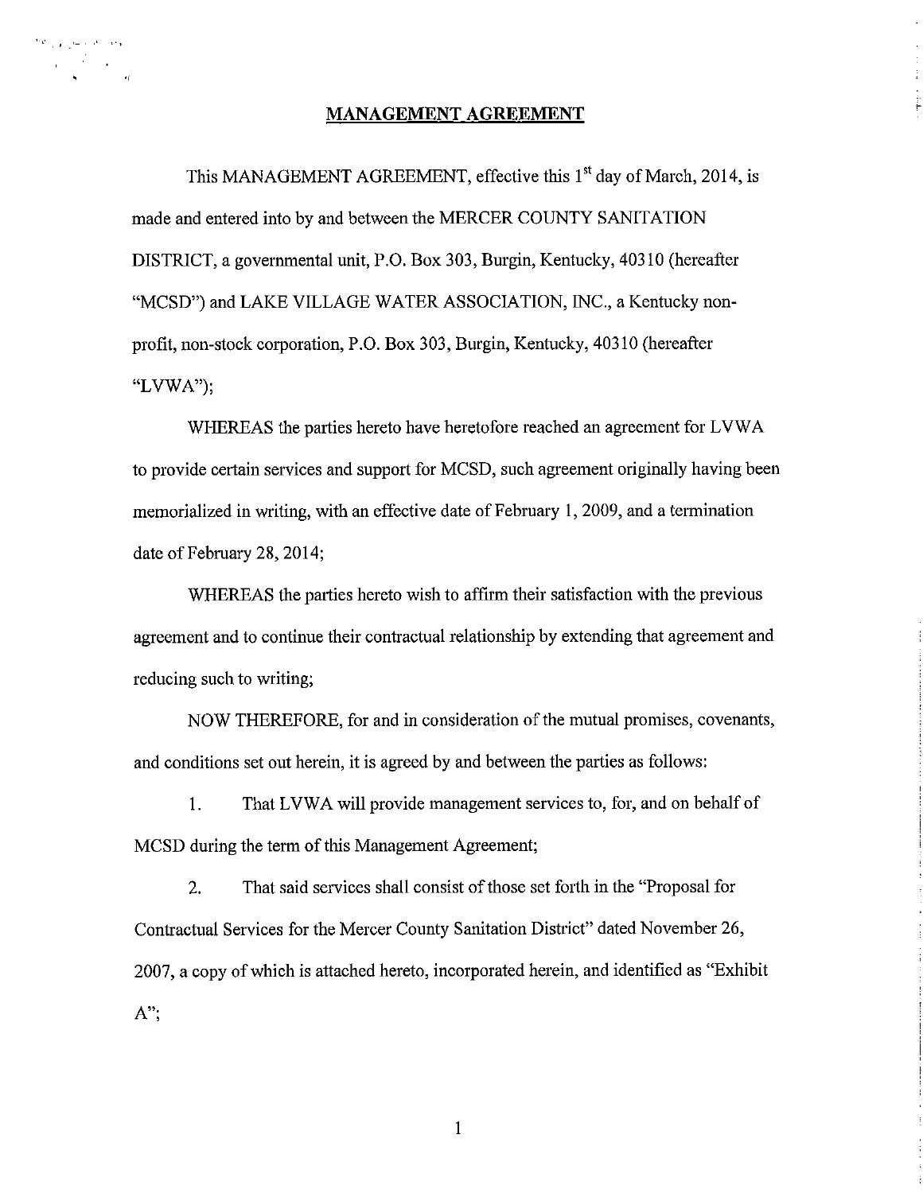# MANAGEMENT AGREEMENT

This MANAGEMENT AGREEMENT, effective this 1st day of March, 2014, is made and entered into by and between the MERCER COUNTY SANITATION DISTRICT, a governmental unit, P.O. Box 303, Burgin, Kentucky, 40310 (hereafter "MCSD") and LAKE VILLAGE WATER ASSOCIATION, INC., a Kentucky non-profit, non-stock corporation, P.O. Box 303, Burgin, Kentucky, 40310 (hereafter "LVWA");

WHEREAS the parties hereto have heretofore reached an agreement for LVWA to provide certain services and support for MCSD, such agreement originally having been memorialized in writing, with an effective date of February 1, 2009, and a termination date of February 28, 2014;

WHEREAS the parties hereto wish to affirm their satisfaction with the previous agreement and to continue their contractual relationship by extending that agreement and reducing such to writing;

NOW THEREFORE, for and in consideration of the mutual promises, covenants, and conditions set out herein, it is agreed by and between the parties as follows:

1. That LVWA will provide management services to, for, and on behalf of MCSD during the term of this Management Agreement;

2. That said services shall consist of those set forth in the "Proposal for Contractual Services for the Mercer County Sanitation District" dated November 26, 2007, a copy of which is attached hereto, incorporated herein, and identified as "Exhibit A";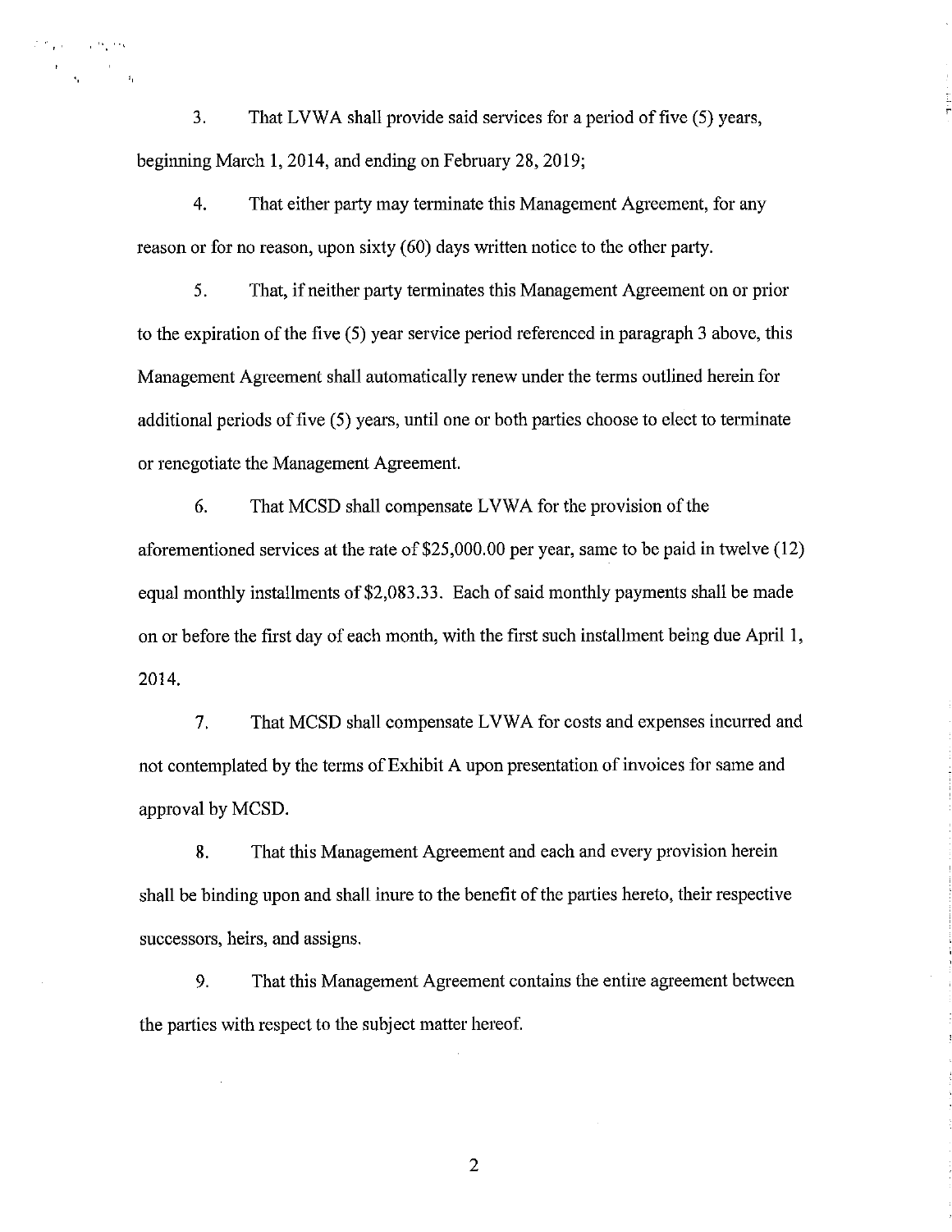3. That LVWA shall provide said services for a period of five (5) years, beginning March 1, 2014, and ending on February 28, 2019;

4. That either party may terminate this Management Agreement, for any reason or for no reason, upon sixty (60) days written notice to the other party.

5. That, if neither party terminates this Management Agreement on or prior to the expiration of the five (5) year service period referenced in paragraph 3 above, this Management Agreement shall automatically renew under the terms outlined herein for additional periods of five (5) years, until one or both parties choose to elect to terminate or renegotiate the Management Agreement.

6. That MCSD shall compensate LVWA for the provision of the aforementioned services at the rate of $25,000.00 per year, same to be paid in twelve (12) equal monthly installments of $2,083.33. Each of said monthly payments shall be made on or before the first day of each month, with the first such installment being due April 1, 2014.

7. That MCSD shall compensate LVWA for costs and expenses incurred and not contemplated by the terms of Exhibit A upon presentation of invoices for same and approval by MCSD.

8. That this Management Agreement and each and every provision herein shall be binding upon and shall inure to the benefit of the parties hereto, their respective successors, heirs, and assigns.

9. That this Management Agreement contains the entire agreement between the parties with respect to the subject matter hereof.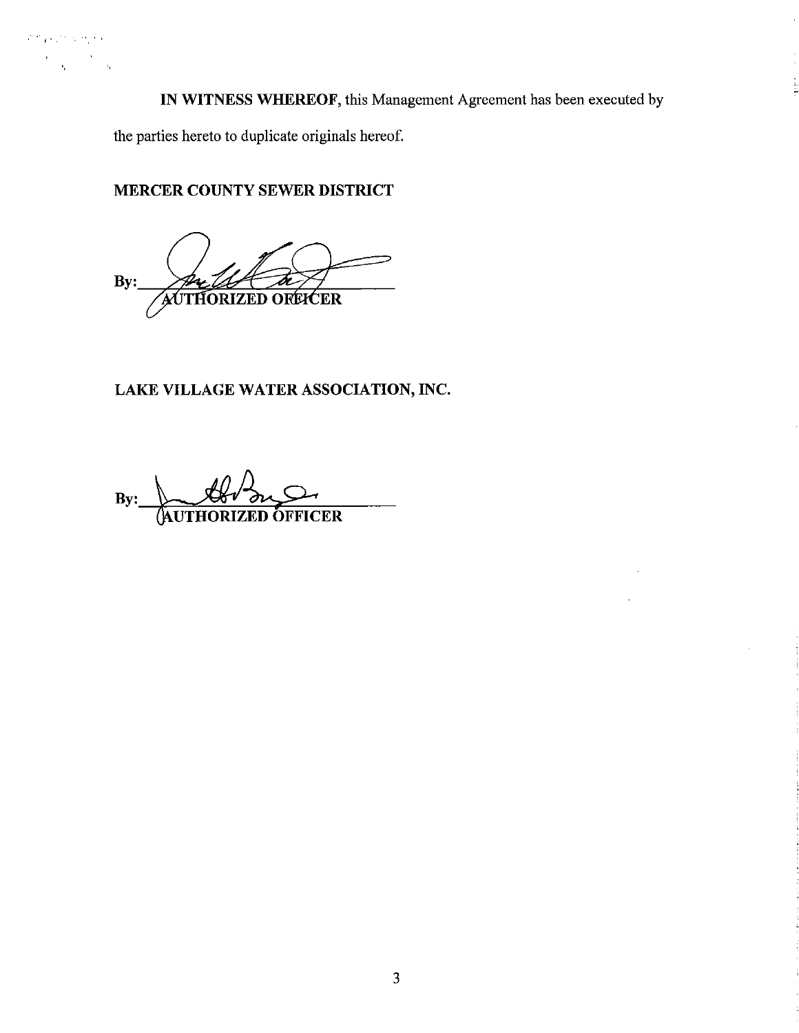**IN WITNESS WHEREOF**, this Management Agreement has been executed by the parties hereto to duplicate originals hereof.

**MERCER COUNTY SEWER DISTRICT**

By:\_\_\_\_\_\_\_\_\_\_\_\_\_\_\_\_\_\_\_\_\_\_\_\_\_\_\_\_\_\_\_\_
**AUTHORIZED OFFICER**

**LAKE VILLAGE WATER ASSOCIATION, INC.**

By:\_\_\_\_\_\_\_\_\_\_\_\_\_\_\_\_\_\_\_\_\_\_\_\_\_\_\_\_\_\_\_\_
**AUTHORIZED OFFICER**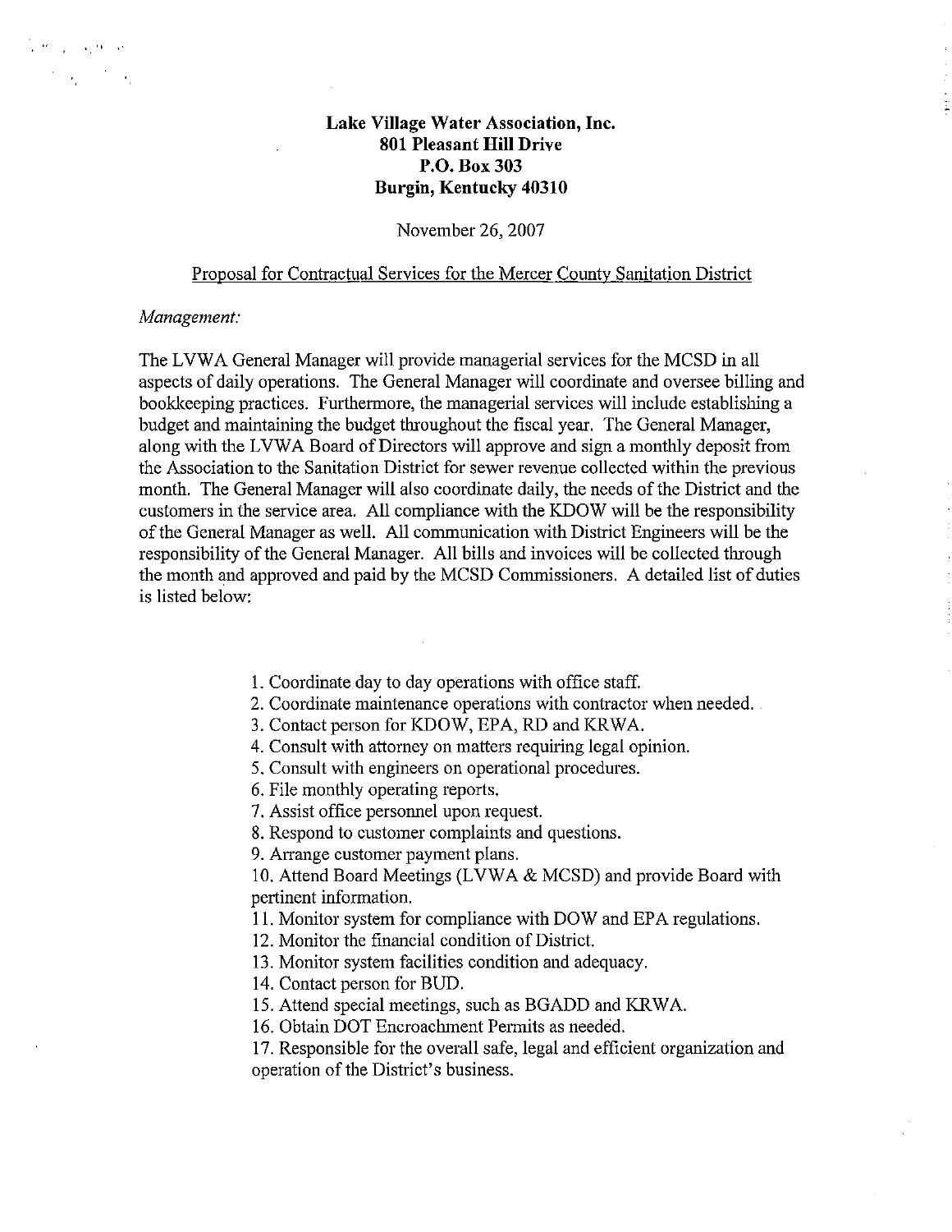**Lake Village Water Association, Inc.**
**801 Pleasant Hill Drive**
**P.O. Box 303**
**Burgin, Kentucky 40310**

November 26, 2007

Proposal for Contractual Services for the Mercer County Sanitation District

*Management:*

The LVWA General Manager will provide managerial services for the MCSD in all aspects of daily operations. The General Manager will coordinate and oversee billing and bookkeeping practices. Furthermore, the managerial services will include establishing a budget and maintaining the budget throughout the fiscal year. The General Manager, along with the LVWA Board of Directors will approve and sign a monthly deposit from the Association to the Sanitation District for sewer revenue collected within the previous month. The General Manager will also coordinate daily, the needs of the District and the customers in the service area. All compliance with the KDOW will be the responsibility of the General Manager as well. All communication with District Engineers will be the responsibility of the General Manager. All bills and invoices will be collected through the month and approved and paid by the MCSD Commissioners. A detailed list of duties is listed below:

1. Coordinate day to day operations with office staff.
2. Coordinate maintenance operations with contractor when needed.
3. Contact person for KDOW, EPA, RD and KRWA.
4. Consult with attorney on matters requiring legal opinion.
5. Consult with engineers on operational procedures.
6. File monthly operating reports.
7. Assist office personnel upon request.
8. Respond to customer complaints and questions.
9. Arrange customer payment plans.
10. Attend Board Meetings (LVWA & MCSD) and provide Board with pertinent information.
11. Monitor system for compliance with DOW and EPA regulations.
12. Monitor the financial condition of District.
13. Monitor system facilities condition and adequacy.
14. Contact person for BUD.
15. Attend special meetings, such as BGADD and KRWA.
16. Obtain DOT Encroachment Permits as needed.
17. Responsible for the overall safe, legal and efficient organization and operation of the District's business.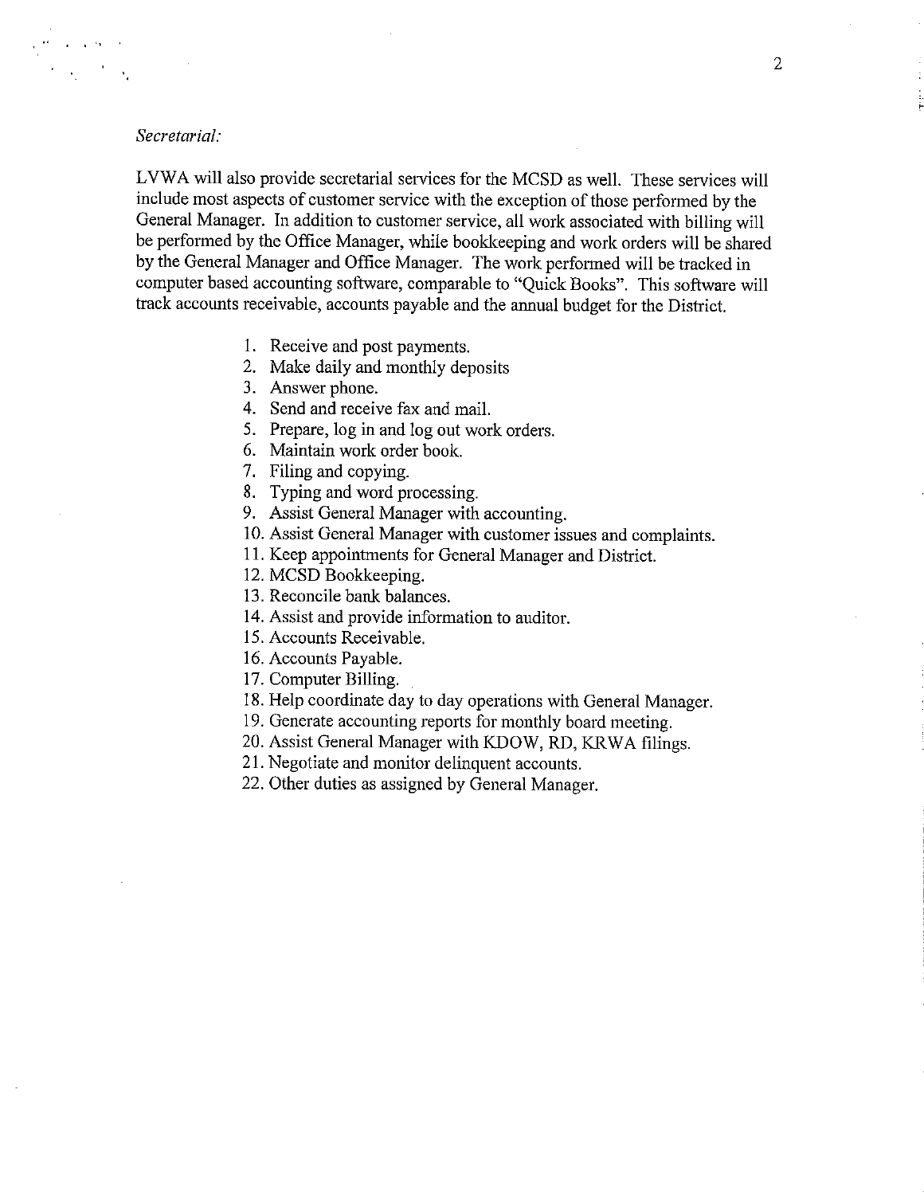*Secretarial:*

LVWA will also provide secretarial services for the MCSD as well. These services will include most aspects of customer service with the exception of those performed by the General Manager. In addition to customer service, all work associated with billing will be performed by the Office Manager, while bookkeeping and work orders will be shared by the General Manager and Office Manager. The work performed will be tracked in computer based accounting software, comparable to "Quick Books". This software will track accounts receivable, accounts payable and the annual budget for the District.

1. Receive and post payments.
2. Make daily and monthly deposits
3. Answer phone.
4. Send and receive fax and mail.
5. Prepare, log in and log out work orders.
6. Maintain work order book.
7. Filing and copying.
8. Typing and word processing.
9. Assist General Manager with accounting.
10. Assist General Manager with customer issues and complaints.
11. Keep appointments for General Manager and District.
12. MCSD Bookkeeping.
13. Reconcile bank balances.
14. Assist and provide information to auditor.
15. Accounts Receivable.
16. Accounts Payable.
17. Computer Billing.
18. Help coordinate day to day operations with General Manager.
19. Generate accounting reports for monthly board meeting.
20. Assist General Manager with KDOW, RD, KRWA filings.
21. Negotiate and monitor delinquent accounts.
22. Other duties as assigned by General Manager.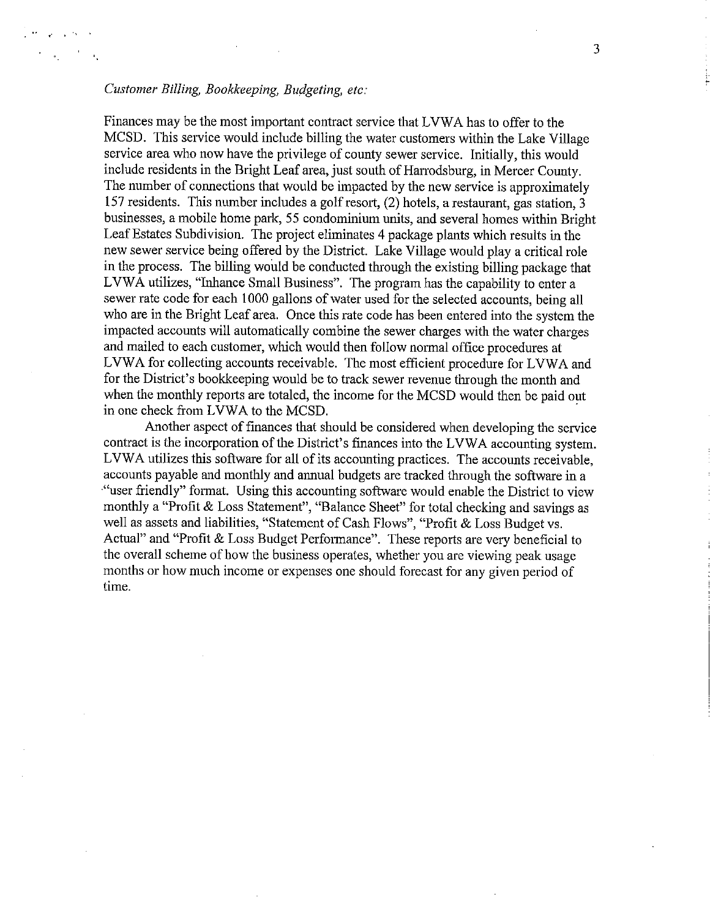*Customer Billing, Bookkeeping, Budgeting, etc:*

Finances may be the most important contract service that LVWA has to offer to the MCSD. This service would include billing the water customers within the Lake Village service area who now have the privilege of county sewer service. Initially, this would include residents in the Bright Leaf area, just south of Harrodsburg, in Mercer County. The number of connections that would be impacted by the new service is approximately 157 residents. This number includes a golf resort, (2) hotels, a restaurant, gas station, 3 businesses, a mobile home park, 55 condominium units, and several homes within Bright Leaf Estates Subdivision. The project eliminates 4 package plants which results in the new sewer service being offered by the District. Lake Village would play a critical role in the process. The billing would be conducted through the existing billing package that LVWA utilizes, "Inhance Small Business". The program has the capability to enter a sewer rate code for each 1000 gallons of water used for the selected accounts, being all who are in the Bright Leaf area. Once this rate code has been entered into the system the impacted accounts will automatically combine the sewer charges with the water charges and mailed to each customer, which would then follow normal office procedures at LVWA for collecting accounts receivable. The most efficient procedure for LVWA and for the District's bookkeeping would be to track sewer revenue through the month and when the monthly reports are totaled, the income for the MCSD would then be paid out in one check from LVWA to the MCSD.

Another aspect of finances that should be considered when developing the service contract is the incorporation of the District's finances into the LVWA accounting system. LVWA utilizes this software for all of its accounting practices. The accounts receivable, accounts payable and monthly and annual budgets are tracked through the software in a "user friendly" format. Using this accounting software would enable the District to view monthly a "Profit & Loss Statement", "Balance Sheet" for total checking and savings as well as assets and liabilities, "Statement of Cash Flows", "Profit & Loss Budget vs. Actual" and "Profit & Loss Budget Performance". These reports are very beneficial to the overall scheme of how the business operates, whether you are viewing peak usage months or how much income or expenses one should forecast for any given period of time.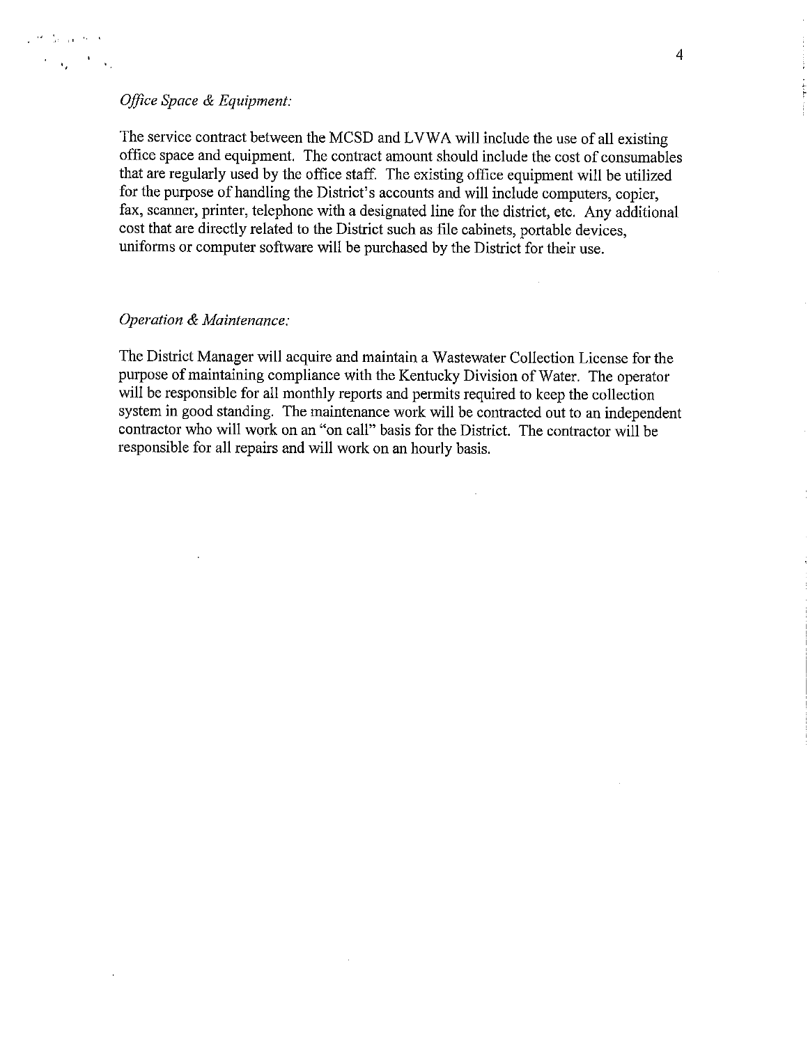*Office Space & Equipment:*

The service contract between the MCSD and LVWA will include the use of all existing office space and equipment. The contract amount should include the cost of consumables that are regularly used by the office staff. The existing office equipment will be utilized for the purpose of handling the District's accounts and will include computers, copier, fax, scanner, printer, telephone with a designated line for the district, etc. Any additional cost that are directly related to the District such as file cabinets, portable devices, uniforms or computer software will be purchased by the District for their use.

*Operation & Maintenance:*

The District Manager will acquire and maintain a Wastewater Collection License for the purpose of maintaining compliance with the Kentucky Division of Water. The operator will be responsible for all monthly reports and permits required to keep the collection system in good standing. The maintenance work will be contracted out to an independent contractor who will work on an "on call" basis for the District. The contractor will be responsible for all repairs and will work on an hourly basis.